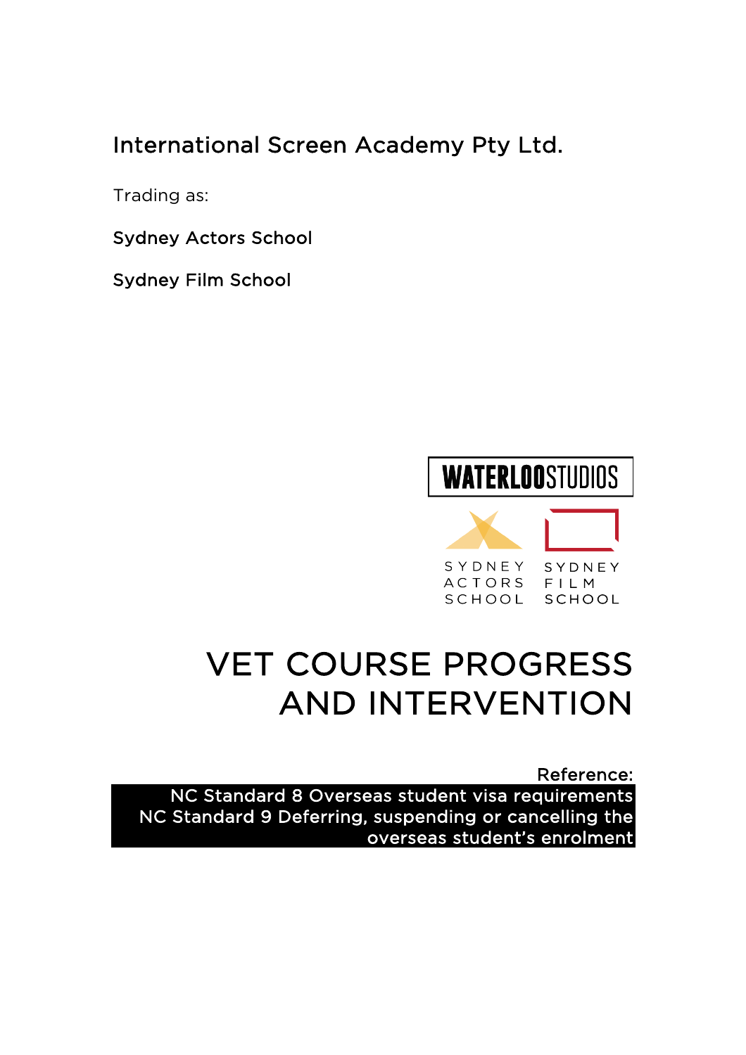International Screen Academy Pty Ltd.

Trading as:

Sydney Actors School

Sydney Film School

WATERLOOSTUDIOS

SYDNEY ACTORS SCHOOL

SYDNEY FILM SCHOOL

# VET COURSE PROGRESS AND INTERVENTION

Reference:

NC Standard 8 Overseas student visa requirements
NC Standard 9 Deferring, suspending or cancelling the overseas student's enrolment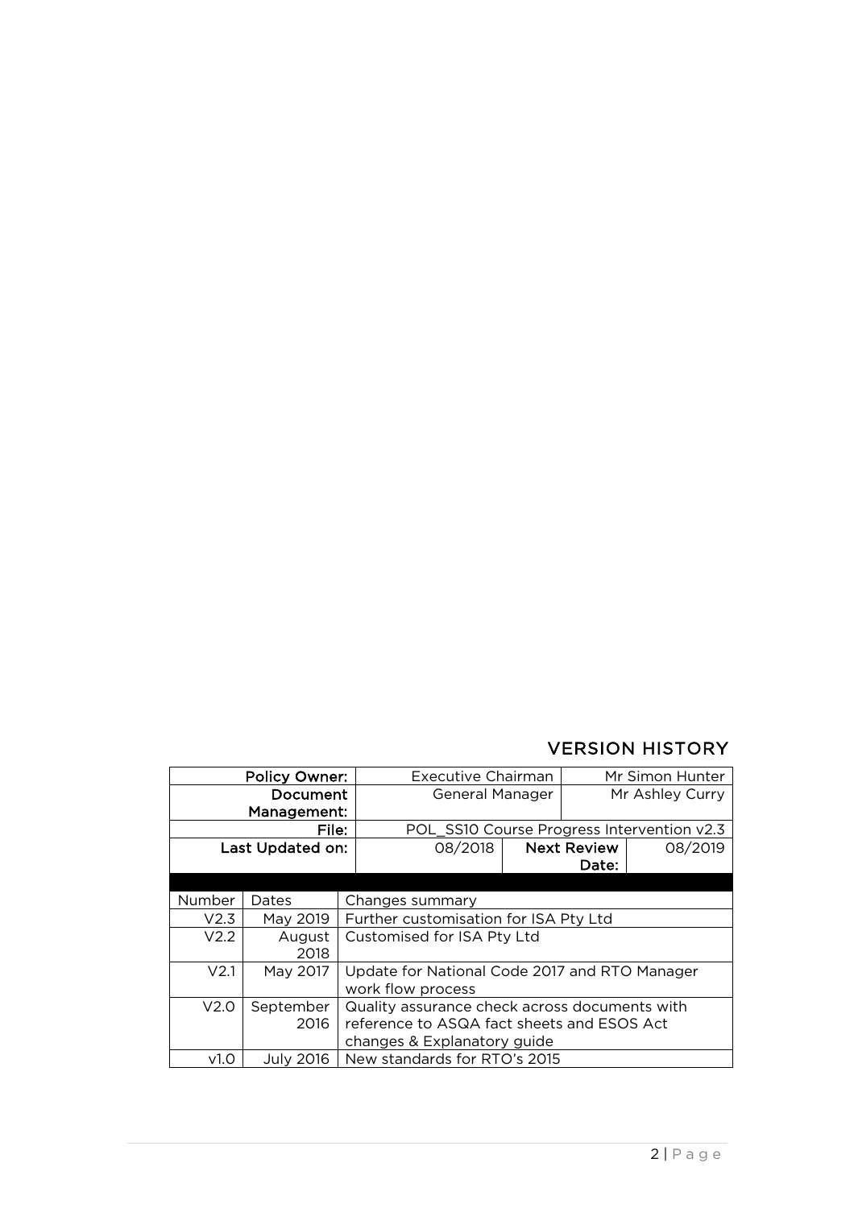## VERSION HISTORY

| Policy Owner: | Executive Chairman | | Mr Simon Hunter | |
|---|---|---|---|---|
| Document Management: | General Manager | | Mr Ashley Curry | |
| File: | POL_SS10 Course Progress Intervention v2.3 | | | |
| Last Updated on: | 08/2018 | Next Review Date: | | 08/2019 |

| Number | Dates | Changes summary |
|---|---|---|
| V2.3 | May 2019 | Further customisation for ISA Pty Ltd |
| V2.2 | August 2018 | Customised for ISA Pty Ltd |
| V2.1 | May 2017 | Update for National Code 2017 and RTO Manager work flow process |
| V2.0 | September 2016 | Quality assurance check across documents with reference to ASQA fact sheets and ESOS Act changes & Explanatory guide |
| v1.0 | July 2016 | New standards for RTO's 2015 |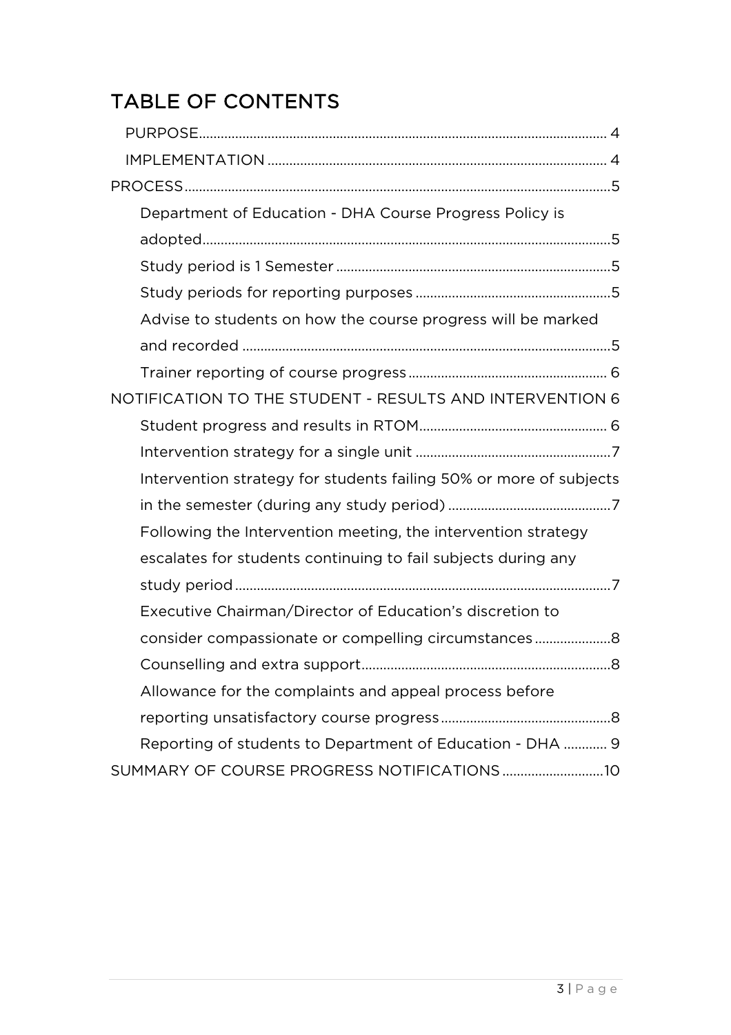# TABLE OF CONTENTS

- PURPOSE .......... 4
- IMPLEMENTATION .......... 4

PROCESS .......... 5

- Department of Education - DHA Course Progress Policy is adopted .......... 5
- Study period is 1 Semester .......... 5
- Study periods for reporting purposes .......... 5
- Advise to students on how the course progress will be marked and recorded .......... 5
- Trainer reporting of course progress .......... 6

NOTIFICATION TO THE STUDENT - RESULTS AND INTERVENTION 6

- Student progress and results in RTOM .......... 6
- Intervention strategy for a single unit .......... 7
- Intervention strategy for students failing 50% or more of subjects in the semester (during any study period) .......... 7
- Following the Intervention meeting, the intervention strategy escalates for students continuing to fail subjects during any study period .......... 7
- Executive Chairman/Director of Education's discretion to consider compassionate or compelling circumstances .......... 8
- Counselling and extra support .......... 8
- Allowance for the complaints and appeal process before reporting unsatisfactory course progress .......... 8
- Reporting of students to Department of Education - DHA .......... 9

SUMMARY OF COURSE PROGRESS NOTIFICATIONS .......... 10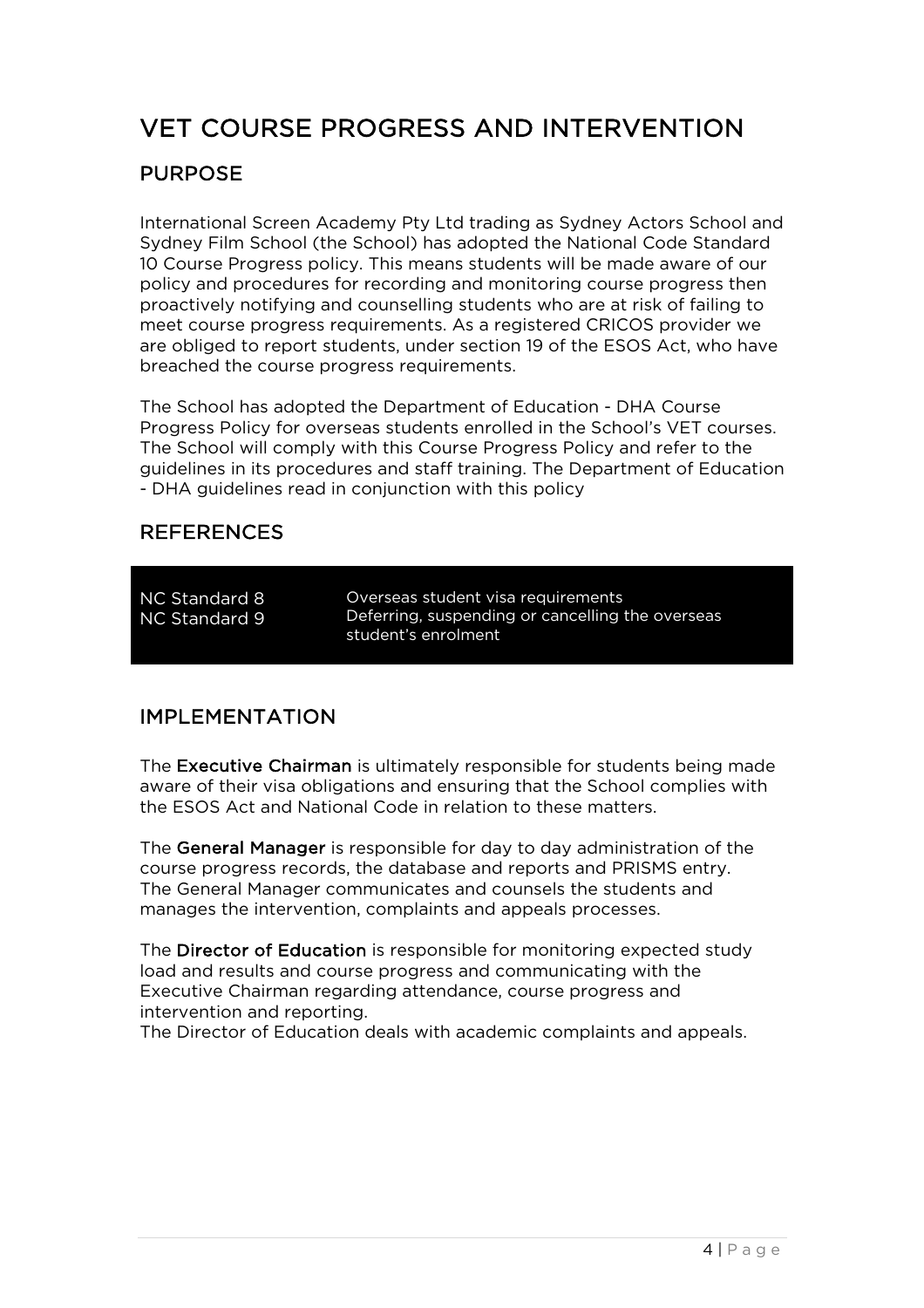# VET COURSE PROGRESS AND INTERVENTION

## PURPOSE

International Screen Academy Pty Ltd trading as Sydney Actors School and Sydney Film School (the School) has adopted the National Code Standard 10 Course Progress policy. This means students will be made aware of our policy and procedures for recording and monitoring course progress then proactively notifying and counselling students who are at risk of failing to meet course progress requirements. As a registered CRICOS provider we are obliged to report students, under section 19 of the ESOS Act, who have breached the course progress requirements.

The School has adopted the Department of Education - DHA Course Progress Policy for overseas students enrolled in the School's VET courses. The School will comply with this Course Progress Policy and refer to the guidelines in its procedures and staff training. The Department of Education - DHA guidelines read in conjunction with this policy

## REFERENCES

| | |
|---|---|
| NC Standard 8 | Overseas student visa requirements |
| NC Standard 9 | Deferring, suspending or cancelling the overseas student's enrolment |

## IMPLEMENTATION

The **Executive Chairman** is ultimately responsible for students being made aware of their visa obligations and ensuring that the School complies with the ESOS Act and National Code in relation to these matters.

The **General Manager** is responsible for day to day administration of the course progress records, the database and reports and PRISMS entry. The General Manager communicates and counsels the students and manages the intervention, complaints and appeals processes.

The **Director of Education** is responsible for monitoring expected study load and results and course progress and communicating with the Executive Chairman regarding attendance, course progress and intervention and reporting.
The Director of Education deals with academic complaints and appeals.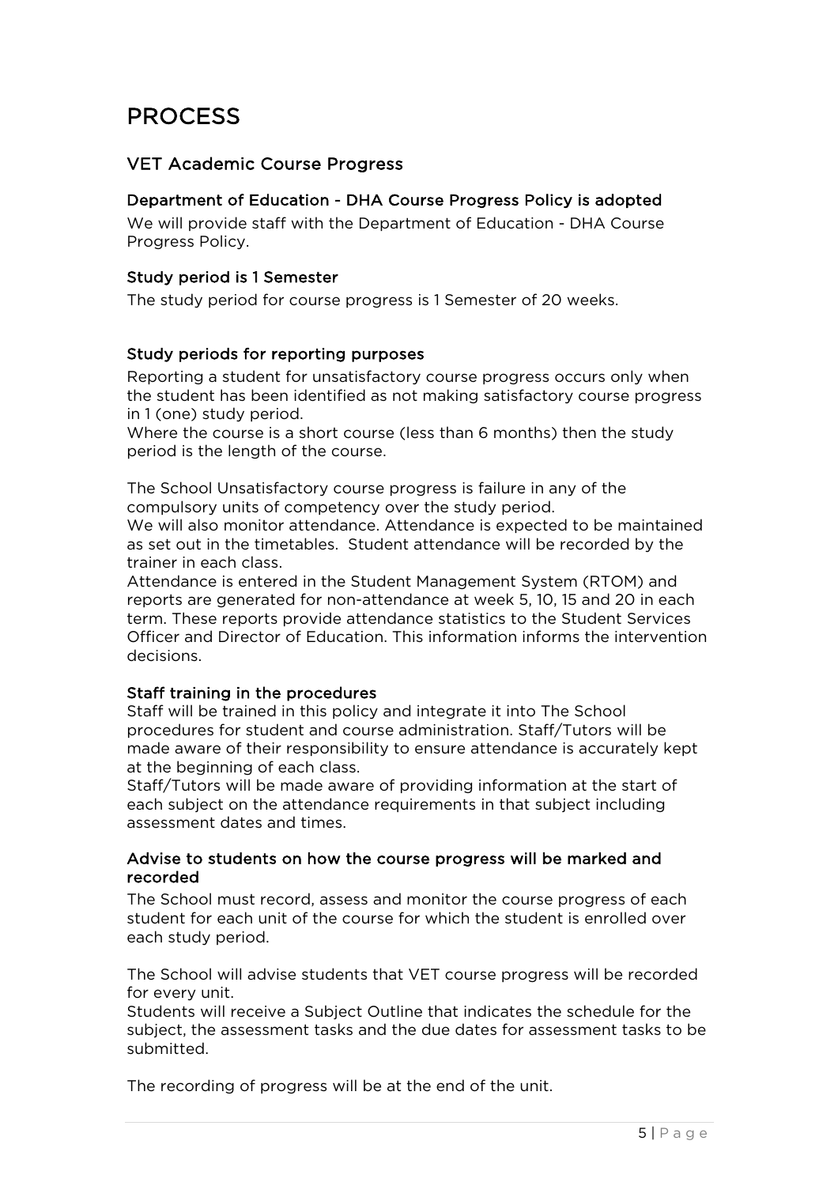# PROCESS

## VET Academic Course Progress

### Department of Education - DHA Course Progress Policy is adopted

We will provide staff with the Department of Education - DHA Course Progress Policy.

### Study period is 1 Semester

The study period for course progress is 1 Semester of 20 weeks.

### Study periods for reporting purposes

Reporting a student for unsatisfactory course progress occurs only when the student has been identified as not making satisfactory course progress in 1 (one) study period.
Where the course is a short course (less than 6 months) then the study period is the length of the course.

The School Unsatisfactory course progress is failure in any of the compulsory units of competency over the study period.
We will also monitor attendance. Attendance is expected to be maintained as set out in the timetables. Student attendance will be recorded by the trainer in each class.
Attendance is entered in the Student Management System (RTOM) and reports are generated for non-attendance at week 5, 10, 15 and 20 in each term. These reports provide attendance statistics to the Student Services Officer and Director of Education. This information informs the intervention decisions.

### Staff training in the procedures

Staff will be trained in this policy and integrate it into The School procedures for student and course administration. Staff/Tutors will be made aware of their responsibility to ensure attendance is accurately kept at the beginning of each class.
Staff/Tutors will be made aware of providing information at the start of each subject on the attendance requirements in that subject including assessment dates and times.

### Advise to students on how the course progress will be marked and recorded

The School must record, assess and monitor the course progress of each student for each unit of the course for which the student is enrolled over each study period.

The School will advise students that VET course progress will be recorded for every unit.
Students will receive a Subject Outline that indicates the schedule for the subject, the assessment tasks and the due dates for assessment tasks to be submitted.

The recording of progress will be at the end of the unit.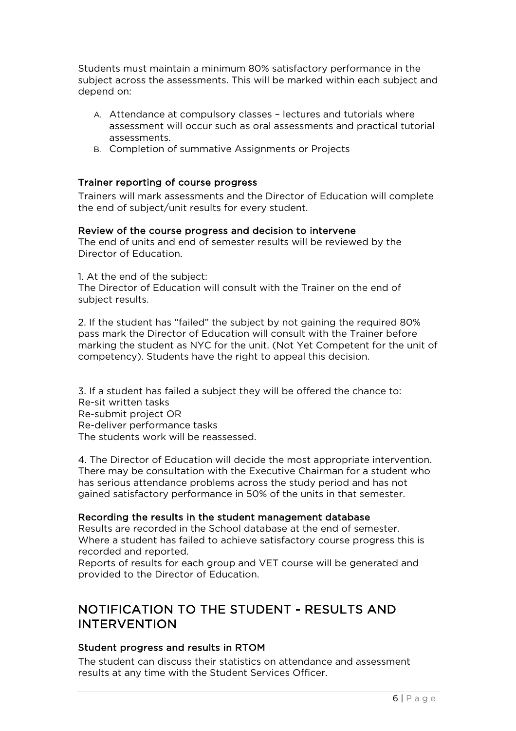Students must maintain a minimum 80% satisfactory performance in the subject across the assessments. This will be marked within each subject and depend on:

A. Attendance at compulsory classes – lectures and tutorials where assessment will occur such as oral assessments and practical tutorial assessments.
B. Completion of summative Assignments or Projects

### Trainer reporting of course progress

Trainers will mark assessments and the Director of Education will complete the end of subject/unit results for every student.

### Review of the course progress and decision to intervene

The end of units and end of semester results will be reviewed by the Director of Education.

1. At the end of the subject:
The Director of Education will consult with the Trainer on the end of subject results.

2. If the student has "failed" the subject by not gaining the required 80% pass mark the Director of Education will consult with the Trainer before marking the student as NYC for the unit. (Not Yet Competent for the unit of competency). Students have the right to appeal this decision.

3. If a student has failed a subject they will be offered the chance to:
Re-sit written tasks
Re-submit project OR
Re-deliver performance tasks
The students work will be reassessed.

4. The Director of Education will decide the most appropriate intervention. There may be consultation with the Executive Chairman for a student who has serious attendance problems across the study period and has not gained satisfactory performance in 50% of the units in that semester.

### Recording the results in the student management database

Results are recorded in the School database at the end of semester. Where a student has failed to achieve satisfactory course progress this is recorded and reported.
Reports of results for each group and VET course will be generated and provided to the Director of Education.

## NOTIFICATION TO THE STUDENT - RESULTS AND INTERVENTION

### Student progress and results in RTOM

The student can discuss their statistics on attendance and assessment results at any time with the Student Services Officer.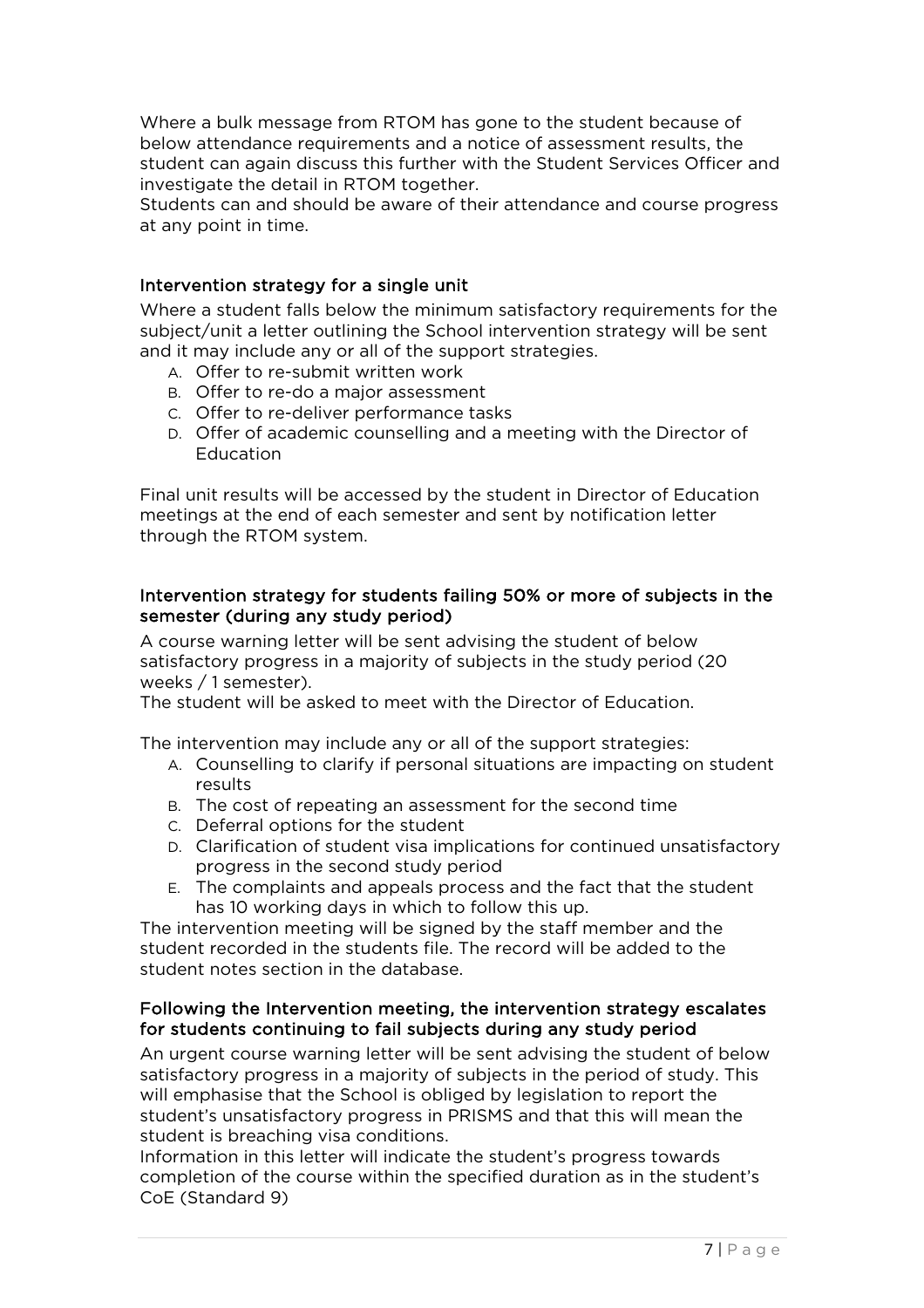Where a bulk message from RTOM has gone to the student because of below attendance requirements and a notice of assessment results, the student can again discuss this further with the Student Services Officer and investigate the detail in RTOM together.
Students can and should be aware of their attendance and course progress at any point in time.

### Intervention strategy for a single unit

Where a student falls below the minimum satisfactory requirements for the subject/unit a letter outlining the School intervention strategy will be sent and it may include any or all of the support strategies.

A. Offer to re-submit written work
B. Offer to re-do a major assessment
C. Offer to re-deliver performance tasks
D. Offer of academic counselling and a meeting with the Director of Education

Final unit results will be accessed by the student in Director of Education meetings at the end of each semester and sent by notification letter through the RTOM system.

### Intervention strategy for students failing 50% or more of subjects in the semester (during any study period)

A course warning letter will be sent advising the student of below satisfactory progress in a majority of subjects in the study period (20 weeks / 1 semester).
The student will be asked to meet with the Director of Education.

The intervention may include any or all of the support strategies:

A. Counselling to clarify if personal situations are impacting on student results
B. The cost of repeating an assessment for the second time
C. Deferral options for the student
D. Clarification of student visa implications for continued unsatisfactory progress in the second study period
E. The complaints and appeals process and the fact that the student has 10 working days in which to follow this up.

The intervention meeting will be signed by the staff member and the student recorded in the students file. The record will be added to the student notes section in the database.

### Following the Intervention meeting, the intervention strategy escalates for students continuing to fail subjects during any study period

An urgent course warning letter will be sent advising the student of below satisfactory progress in a majority of subjects in the period of study. This will emphasise that the School is obliged by legislation to report the student's unsatisfactory progress in PRISMS and that this will mean the student is breaching visa conditions.
Information in this letter will indicate the student's progress towards completion of the course within the specified duration as in the student's CoE (Standard 9)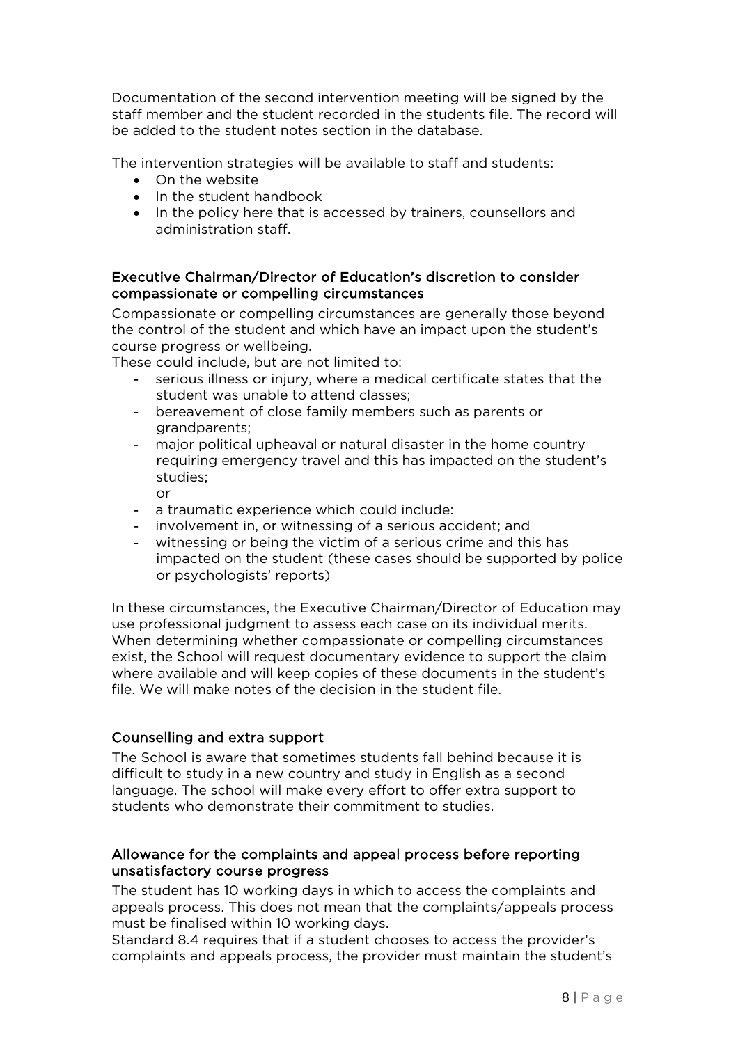Documentation of the second intervention meeting will be signed by the staff member and the student recorded in the students file. The record will be added to the student notes section in the database.

The intervention strategies will be available to staff and students:

- On the website
- In the student handbook
- In the policy here that is accessed by trainers, counsellors and administration staff.

### Executive Chairman/Director of Education's discretion to consider compassionate or compelling circumstances

Compassionate or compelling circumstances are generally those beyond the control of the student and which have an impact upon the student's course progress or wellbeing.

These could include, but are not limited to:

- serious illness or injury, where a medical certificate states that the student was unable to attend classes;
- bereavement of close family members such as parents or grandparents;
- major political upheaval or natural disaster in the home country requiring emergency travel and this has impacted on the student's studies;
  or
- a traumatic experience which could include:
- involvement in, or witnessing of a serious accident; and
- witnessing or being the victim of a serious crime and this has impacted on the student (these cases should be supported by police or psychologists' reports)

In these circumstances, the Executive Chairman/Director of Education may use professional judgment to assess each case on its individual merits. When determining whether compassionate or compelling circumstances exist, the School will request documentary evidence to support the claim where available and will keep copies of these documents in the student's file. We will make notes of the decision in the student file.

### Counselling and extra support

The School is aware that sometimes students fall behind because it is difficult to study in a new country and study in English as a second language. The school will make every effort to offer extra support to students who demonstrate their commitment to studies.

### Allowance for the complaints and appeal process before reporting unsatisfactory course progress

The student has 10 working days in which to access the complaints and appeals process. This does not mean that the complaints/appeals process must be finalised within 10 working days.

Standard 8.4 requires that if a student chooses to access the provider's complaints and appeals process, the provider must maintain the student's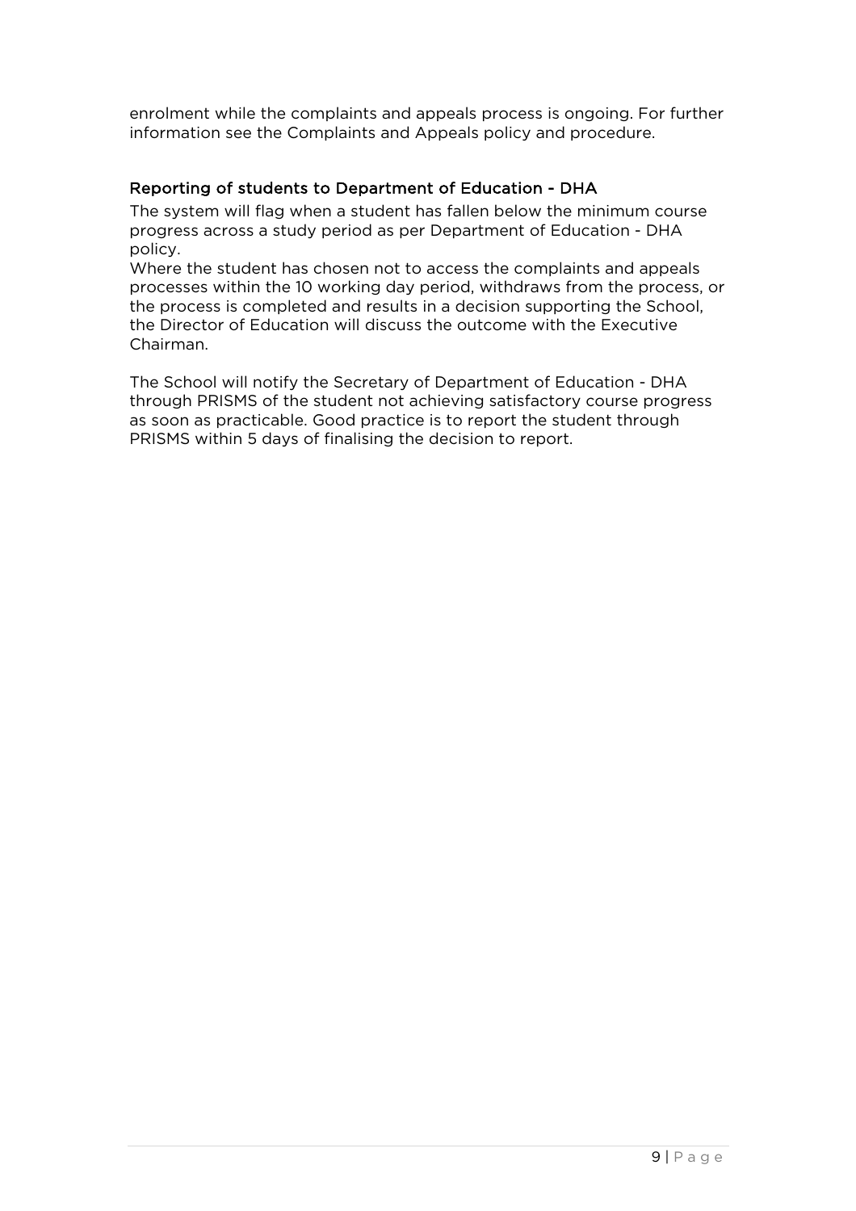enrolment while the complaints and appeals process is ongoing. For further information see the Complaints and Appeals policy and procedure.

### Reporting of students to Department of Education - DHA

The system will flag when a student has fallen below the minimum course progress across a study period as per Department of Education - DHA policy.
Where the student has chosen not to access the complaints and appeals processes within the 10 working day period, withdraws from the process, or the process is completed and results in a decision supporting the School, the Director of Education will discuss the outcome with the Executive Chairman.

The School will notify the Secretary of Department of Education - DHA through PRISMS of the student not achieving satisfactory course progress as soon as practicable. Good practice is to report the student through PRISMS within 5 days of finalising the decision to report.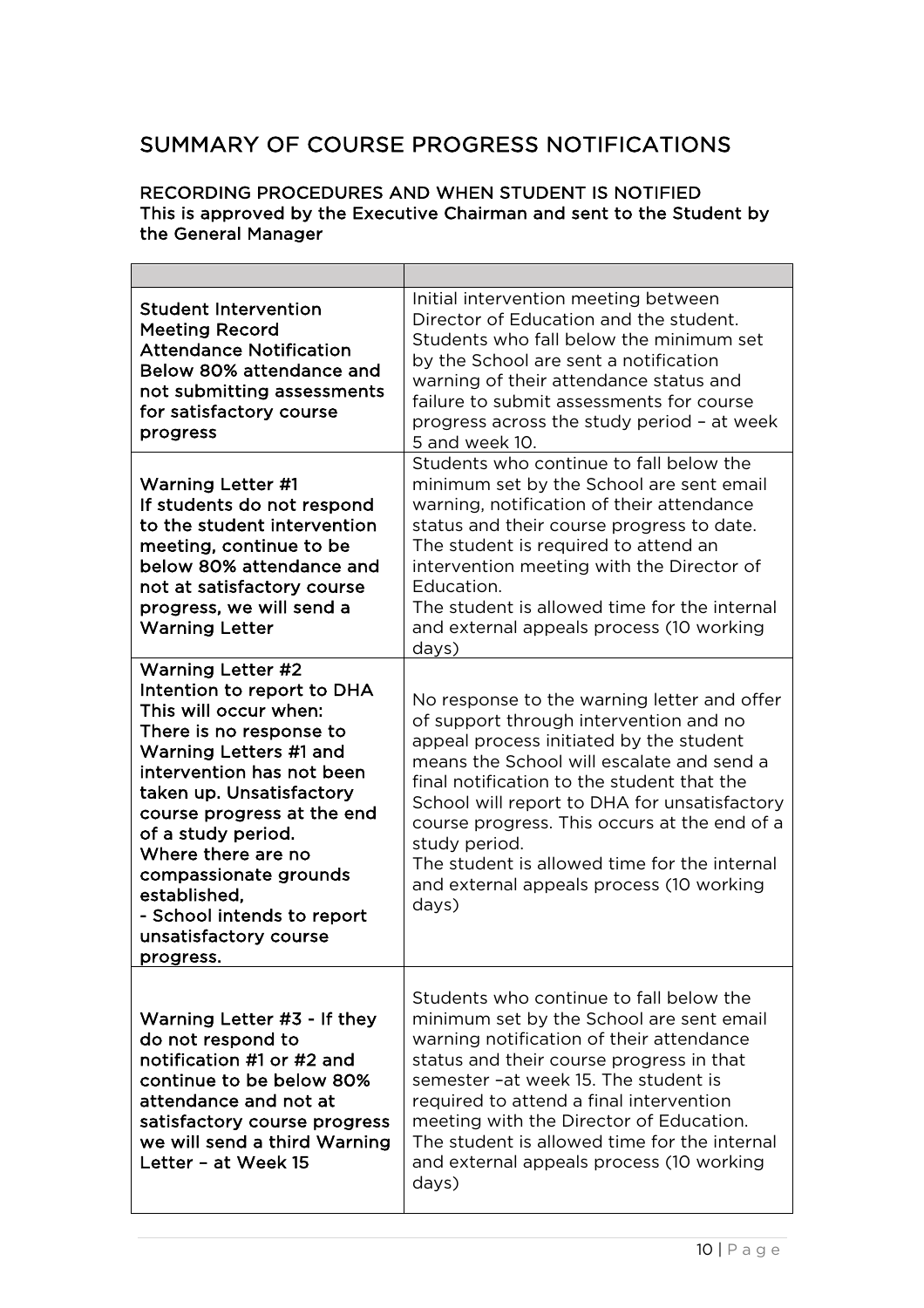## SUMMARY OF COURSE PROGRESS NOTIFICATIONS

### RECORDING PROCEDURES AND WHEN STUDENT IS NOTIFIED
### This is approved by the Executive Chairman and sent to the Student by the General Manager

| | |
|---|---|
| Student Intervention Meeting Record Attendance Notification Below 80% attendance and not submitting assessments for satisfactory course progress | Initial intervention meeting between Director of Education and the student. Students who fall below the minimum set by the School are sent a notification warning of their attendance status and failure to submit assessments for course progress across the study period – at week 5 and week 10. |
| Warning Letter #1<br>If students do not respond to the student intervention meeting, continue to be below 80% attendance and not at satisfactory course progress, we will send a Warning Letter | Students who continue to fall below the minimum set by the School are sent email warning, notification of their attendance status and their course progress to date. The student is required to attend an intervention meeting with the Director of Education.<br>The student is allowed time for the internal and external appeals process (10 working days) |
| Warning Letter #2<br>Intention to report to DHA<br>This will occur when:<br>There is no response to Warning Letters #1 and intervention has not been taken up. Unsatisfactory course progress at the end of a study period.<br>Where there are no compassionate grounds established,<br>- School intends to report unsatisfactory course progress. | No response to the warning letter and offer of support through intervention and no appeal process initiated by the student means the School will escalate and send a final notification to the student that the School will report to DHA for unsatisfactory course progress. This occurs at the end of a study period.<br>The student is allowed time for the internal and external appeals process (10 working days) |
| Warning Letter #3 - If they do not respond to notification #1 or #2 and continue to be below 80% attendance and not at satisfactory course progress we will send a third Warning Letter – at Week 15 | Students who continue to fall below the minimum set by the School are sent email warning notification of their attendance status and their course progress in that semester –at week 15. The student is required to attend a final intervention meeting with the Director of Education.<br>The student is allowed time for the internal and external appeals process (10 working days) |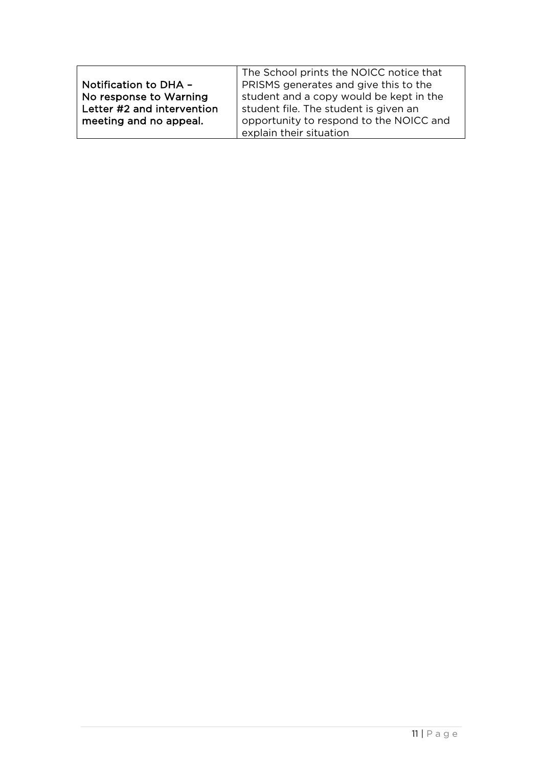| | |
|---|---|
| **Notification to DHA – No response to Warning Letter #2 and intervention meeting and no appeal.** | The School prints the NOICC notice that PRISMS generates and give this to the student and a copy would be kept in the student file. The student is given an opportunity to respond to the NOICC and explain their situation |